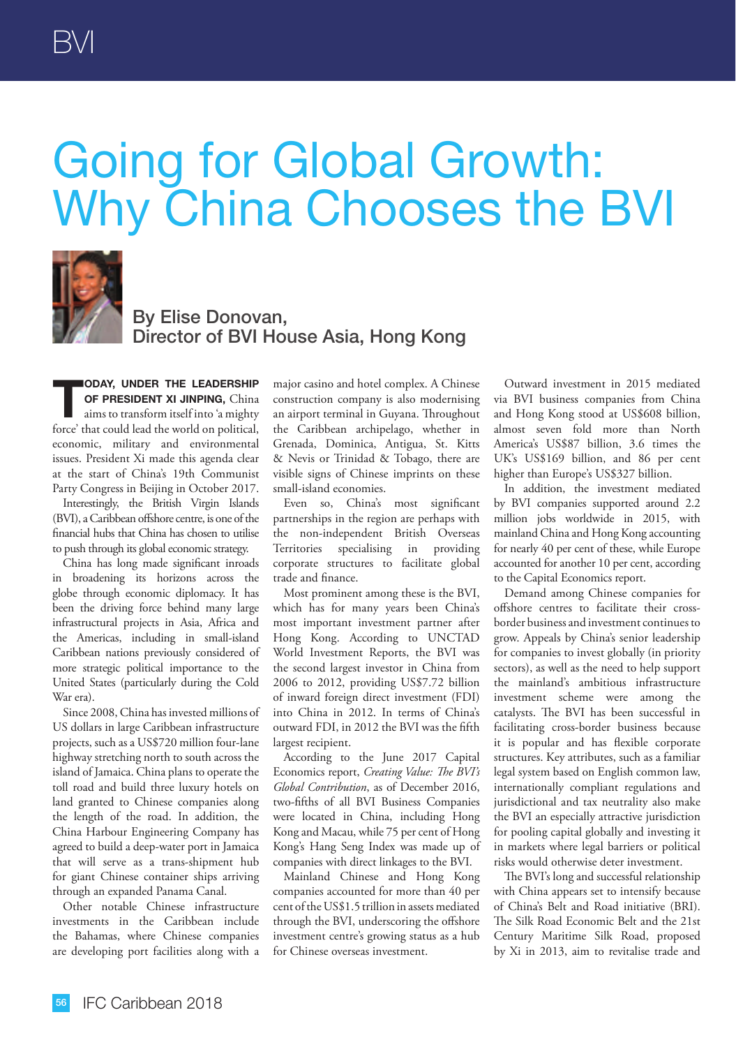# Going for Global Growth: Why China Chooses the BVI

### By Elise Donovan, Director of BVI House Asia, Hong Kong

**TODAY, UNDER THE LEADERSHIP OF PRESIDENT XI JINPING,** China aims to transform itself into 'a mighty force' that could lead the world on political, economic, military and environmental issues. President Xi made this agenda clear at the start of China's 19th Communist Party Congress in Beijing in October 2017.

Interestingly, the British Virgin Islands (BVI), a Caribbean offshore centre, is one of the financial hubs that China has chosen to utilise to push through its global economic strategy.

China has long made significant inroads in broadening its horizons across the globe through economic diplomacy. It has been the driving force behind many large infrastructural projects in Asia, Africa and the Americas, including in small-island Caribbean nations previously considered of more strategic political importance to the United States (particularly during the Cold War era).

Since 2008, China has invested millions of US dollars in large Caribbean infrastructure projects, such as a US$720 million four-lane highway stretching north to south across the island of Jamaica. China plans to operate the toll road and build three luxury hotels on land granted to Chinese companies along the length of the road. In addition, the China Harbour Engineering Company has agreed to build a deep-water port in Jamaica that will serve as a trans-shipment hub for giant Chinese container ships arriving through an expanded Panama Canal.

Other notable Chinese infrastructure investments in the Caribbean include the Bahamas, where Chinese companies are developing port facilities along with a major casino and hotel complex. A Chinese construction company is also modernising an airport terminal in Guyana. Throughout the Caribbean archipelago, whether in Grenada, Dominica, Antigua, St. Kitts & Nevis or Trinidad & Tobago, there are visible signs of Chinese imprints on these small-island economies.

Even so, China's most significant partnerships in the region are perhaps with the non-independent British Overseas Territories specialising in providing corporate structures to facilitate global trade and finance.

Most prominent among these is the BVI, which has for many years been China's most important investment partner after Hong Kong. According to UNCTAD World Investment Reports, the BVI was the second largest investor in China from 2006 to 2012, providing US$7.72 billion of inward foreign direct investment (FDI) into China in 2012. In terms of China's outward FDI, in 2012 the BVI was the fifth largest recipient.

According to the June 2017 Capital Economics report, *Creating Value: The BVI's Global Contribution*, as of December 2016, two-fifths of all BVI Business Companies were located in China, including Hong Kong and Macau, while 75 per cent of Hong Kong's Hang Seng Index was made up of companies with direct linkages to the BVI.

Mainland Chinese and Hong Kong companies accounted for more than 40 per cent of the US$1.5 trillion in assets mediated through the BVI, underscoring the offshore investment centre's growing status as a hub for Chinese overseas investment.

Outward investment in 2015 mediated via BVI business companies from China and Hong Kong stood at US$608 billion, almost seven fold more than North America's US$87 billion, 3.6 times the UK's US$169 billion, and 86 per cent higher than Europe's US$327 billion.

In addition, the investment mediated by BVI companies supported around 2.2 million jobs worldwide in 2015, with mainland China and Hong Kong accounting for nearly 40 per cent of these, while Europe accounted for another 10 per cent, according to the Capital Economics report.

Demand among Chinese companies for offshore centres to facilitate their cross-border business and investment continues to grow. Appeals by China's senior leadership for companies to invest globally (in priority sectors), as well as the need to help support the mainland's ambitious infrastructure investment scheme were among the catalysts. The BVI has been successful in facilitating cross-border business because it is popular and has flexible corporate structures. Key attributes, such as a familiar legal system based on English common law, internationally compliant regulations and jurisdictional and tax neutrality also make the BVI an especially attractive jurisdiction for pooling capital globally and investing it in markets where legal barriers or political risks would otherwise deter investment.

The BVI's long and successful relationship with China appears set to intensify because of China's Belt and Road initiative (BRI). The Silk Road Economic Belt and the 21st Century Maritime Silk Road, proposed by Xi in 2013, aim to revitalise trade and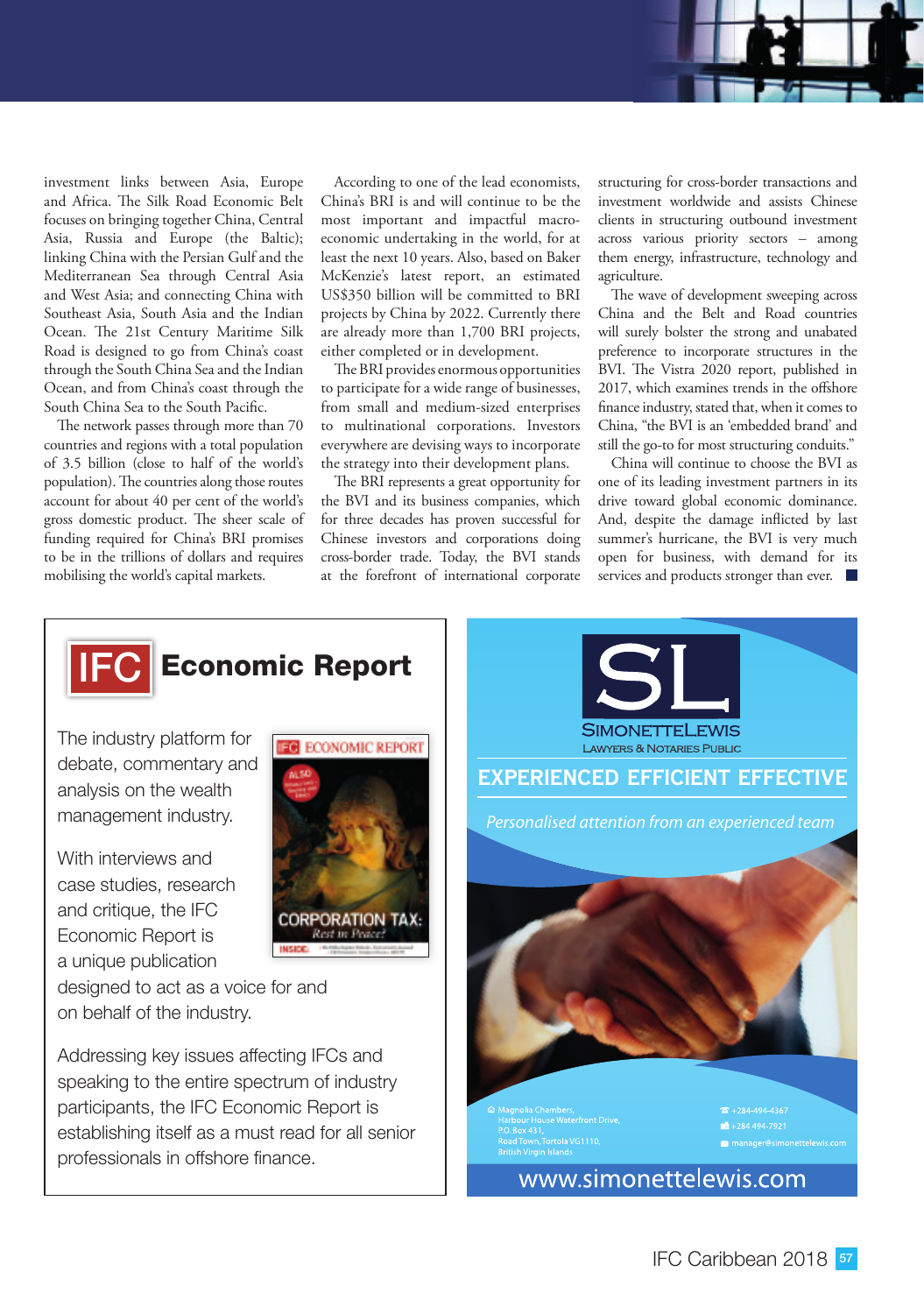investment links between Asia, Europe and Africa. The Silk Road Economic Belt focuses on bringing together China, Central Asia, Russia and Europe (the Baltic); linking China with the Persian Gulf and the Mediterranean Sea through Central Asia and West Asia; and connecting China with Southeast Asia, South Asia and the Indian Ocean. The 21st Century Maritime Silk Road is designed to go from China's coast through the South China Sea and the Indian Ocean, and from China's coast through the South China Sea to the South Pacific.

The network passes through more than 70 countries and regions with a total population of 3.5 billion (close to half of the world's population). The countries along those routes account for about 40 per cent of the world's gross domestic product. The sheer scale of funding required for China's BRI promises to be in the trillions of dollars and requires mobilising the world's capital markets.

According to one of the lead economists, China's BRI is and will continue to be the most important and impactful macro-economic undertaking in the world, for at least the next 10 years. Also, based on Baker McKenzie's latest report, an estimated US$350 billion will be committed to BRI projects by China by 2022. Currently there are already more than 1,700 BRI projects, either completed or in development.

The BRI provides enormous opportunities to participate for a wide range of businesses, from small and medium-sized enterprises to multinational corporations. Investors everywhere are devising ways to incorporate the strategy into their development plans.

The BRI represents a great opportunity for the BVI and its business companies, which for three decades has proven successful for Chinese investors and corporations doing cross-border trade. Today, the BVI stands at the forefront of international corporate structuring for cross-border transactions and investment worldwide and assists Chinese clients in structuring outbound investment across various priority sectors – among them energy, infrastructure, technology and agriculture.

The wave of development sweeping across China and the Belt and Road countries will surely bolster the strong and unabated preference to incorporate structures in the BVI. The Vistra 2020 report, published in 2017, which examines trends in the offshore finance industry, stated that, when it comes to China, "the BVI is an 'embedded brand' and still the go-to for most structuring conduits."

China will continue to choose the BVI as one of its leading investment partners in its drive toward global economic dominance. And, despite the damage inflicted by last summer's hurricane, the BVI is very much open for business, with demand for its services and products stronger than ever.

---

## IFC Economic Report

The industry platform for debate, commentary and analysis on the wealth management industry.

With interviews and case studies, research and critique, the IFC Economic Report is a unique publication designed to act as a voice for and on behalf of the industry.

Addressing key issues affecting IFCs and speaking to the entire spectrum of industry participants, the IFC Economic Report is establishing itself as a must read for all senior professionals in offshore finance.

---

**SL**

**SIMONETTELEWIS**
LAWYERS & NOTARIES PUBLIC

**EXPERIENCED EFFICIENT EFFECTIVE**

*Personalised attention from an experienced team*

Magnolia Chambers,
Harbour House Waterfront Drive,
P.O. Box 431,
Road Town, Tortola VG1110,
British Virgin Islands

+284-494-4367
+284 494-7921
manager@simonettelewis.com

www.simonettelewis.com